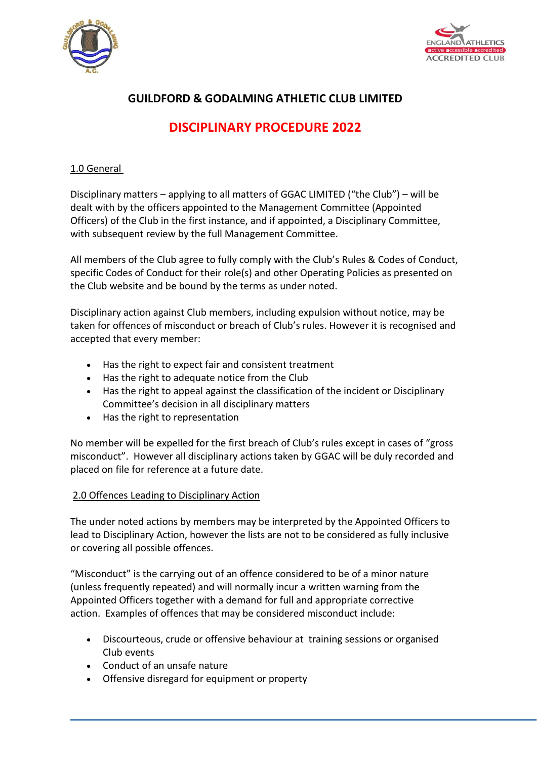# GUILDFORD & GODALMING ATHLETIC CLUB LIMITED

## DISCIPLINARY PROCEDURE 2022

### 1.0 General

Disciplinary matters – applying to all matters of GGAC LIMITED ("the Club") – will be dealt with by the officers appointed to the Management Committee (Appointed Officers) of the Club in the first instance, and if appointed, a Disciplinary Committee, with subsequent review by the full Management Committee.

All members of the Club agree to fully comply with the Club's Rules & Codes of Conduct, specific Codes of Conduct for their role(s) and other Operating Policies as presented on the Club website and be bound by the terms as under noted.

Disciplinary action against Club members, including expulsion without notice, may be taken for offences of misconduct or breach of Club's rules. However it is recognised and accepted that every member:

- Has the right to expect fair and consistent treatment
- Has the right to adequate notice from the Club
- Has the right to appeal against the classification of the incident or Disciplinary Committee's decision in all disciplinary matters
- Has the right to representation

No member will be expelled for the first breach of Club's rules except in cases of "gross misconduct". However all disciplinary actions taken by GGAC will be duly recorded and placed on file for reference at a future date.

### 2.0 Offences Leading to Disciplinary Action

The under noted actions by members may be interpreted by the Appointed Officers to lead to Disciplinary Action, however the lists are not to be considered as fully inclusive or covering all possible offences.

"Misconduct" is the carrying out of an offence considered to be of a minor nature (unless frequently repeated) and will normally incur a written warning from the Appointed Officers together with a demand for full and appropriate corrective action. Examples of offences that may be considered misconduct include:

- Discourteous, crude or offensive behaviour at training sessions or organised Club events
- Conduct of an unsafe nature
- Offensive disregard for equipment or property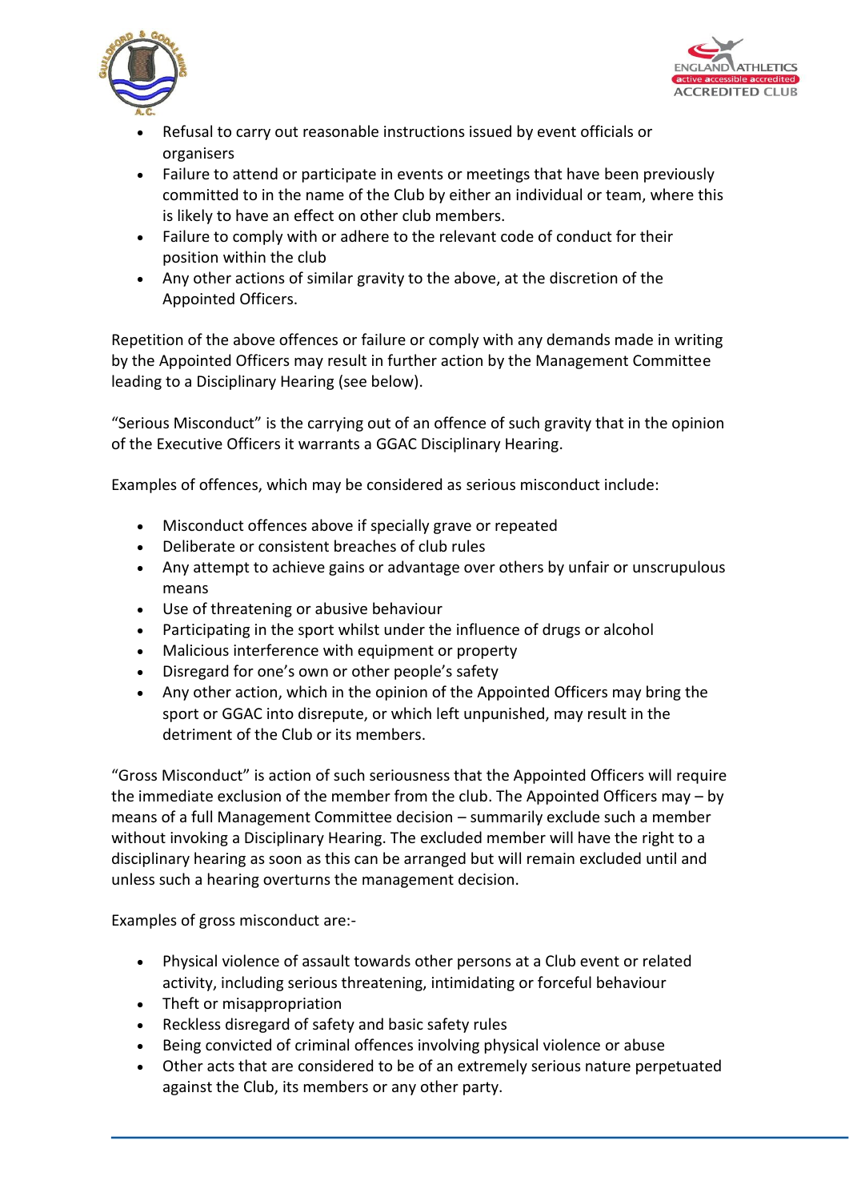- Refusal to carry out reasonable instructions issued by event officials or organisers
- Failure to attend or participate in events or meetings that have been previously committed to in the name of the Club by either an individual or team, where this is likely to have an effect on other club members.
- Failure to comply with or adhere to the relevant code of conduct for their position within the club
- Any other actions of similar gravity to the above, at the discretion of the Appointed Officers.

Repetition of the above offences or failure or comply with any demands made in writing by the Appointed Officers may result in further action by the Management Committee leading to a Disciplinary Hearing (see below).

“Serious Misconduct” is the carrying out of an offence of such gravity that in the opinion of the Executive Officers it warrants a GGAC Disciplinary Hearing.

Examples of offences, which may be considered as serious misconduct include:

- Misconduct offences above if specially grave or repeated
- Deliberate or consistent breaches of club rules
- Any attempt to achieve gains or advantage over others by unfair or unscrupulous means
- Use of threatening or abusive behaviour
- Participating in the sport whilst under the influence of drugs or alcohol
- Malicious interference with equipment or property
- Disregard for one’s own or other people’s safety
- Any other action, which in the opinion of the Appointed Officers may bring the sport or GGAC into disrepute, or which left unpunished, may result in the detriment of the Club or its members.

“Gross Misconduct” is action of such seriousness that the Appointed Officers will require the immediate exclusion of the member from the club. The Appointed Officers may – by means of a full Management Committee decision – summarily exclude such a member without invoking a Disciplinary Hearing. The excluded member will have the right to a disciplinary hearing as soon as this can be arranged but will remain excluded until and unless such a hearing overturns the management decision.

Examples of gross misconduct are:-

- Physical violence of assault towards other persons at a Club event or related activity, including serious threatening, intimidating or forceful behaviour
- Theft or misappropriation
- Reckless disregard of safety and basic safety rules
- Being convicted of criminal offences involving physical violence or abuse
- Other acts that are considered to be of an extremely serious nature perpetuated against the Club, its members or any other party.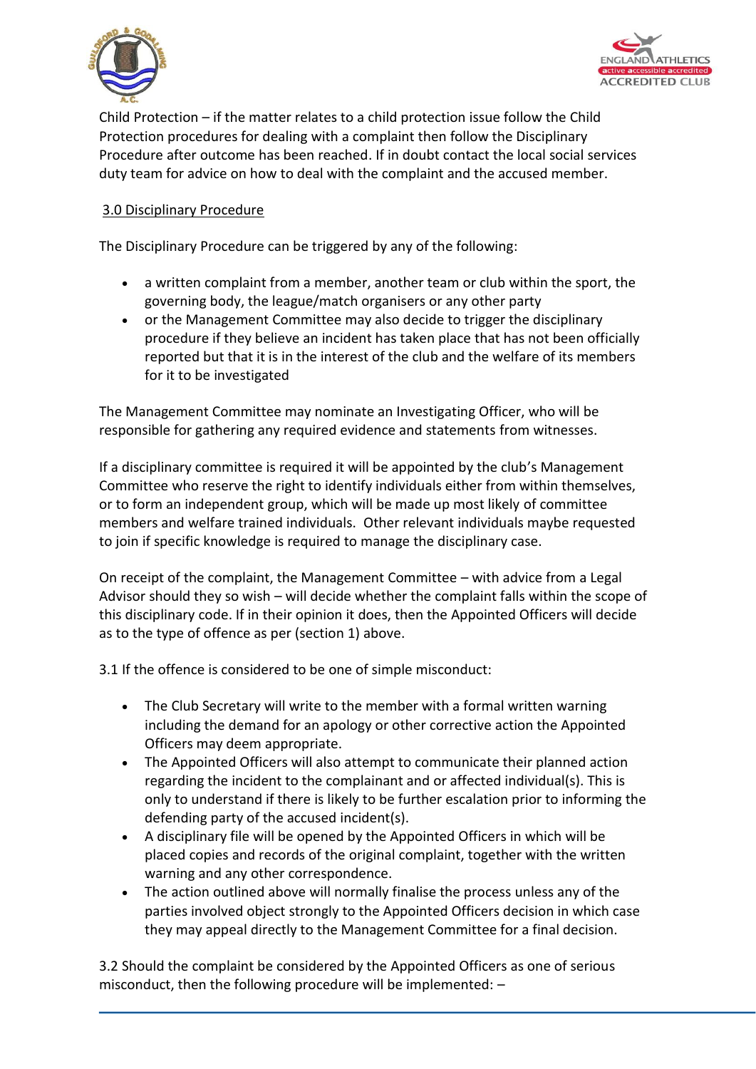Child Protection – if the matter relates to a child protection issue follow the Child Protection procedures for dealing with a complaint then follow the Disciplinary Procedure after outcome has been reached. If in doubt contact the local social services duty team for advice on how to deal with the complaint and the accused member.

## 3.0 Disciplinary Procedure

The Disciplinary Procedure can be triggered by any of the following:

- a written complaint from a member, another team or club within the sport, the governing body, the league/match organisers or any other party
- or the Management Committee may also decide to trigger the disciplinary procedure if they believe an incident has taken place that has not been officially reported but that it is in the interest of the club and the welfare of its members for it to be investigated

The Management Committee may nominate an Investigating Officer, who will be responsible for gathering any required evidence and statements from witnesses.

If a disciplinary committee is required it will be appointed by the club's Management Committee who reserve the right to identify individuals either from within themselves, or to form an independent group, which will be made up most likely of committee members and welfare trained individuals. Other relevant individuals maybe requested to join if specific knowledge is required to manage the disciplinary case.

On receipt of the complaint, the Management Committee – with advice from a Legal Advisor should they so wish – will decide whether the complaint falls within the scope of this disciplinary code. If in their opinion it does, then the Appointed Officers will decide as to the type of offence as per (section 1) above.

3.1 If the offence is considered to be one of simple misconduct:

- The Club Secretary will write to the member with a formal written warning including the demand for an apology or other corrective action the Appointed Officers may deem appropriate.
- The Appointed Officers will also attempt to communicate their planned action regarding the incident to the complainant and or affected individual(s). This is only to understand if there is likely to be further escalation prior to informing the defending party of the accused incident(s).
- A disciplinary file will be opened by the Appointed Officers in which will be placed copies and records of the original complaint, together with the written warning and any other correspondence.
- The action outlined above will normally finalise the process unless any of the parties involved object strongly to the Appointed Officers decision in which case they may appeal directly to the Management Committee for a final decision.

3.2 Should the complaint be considered by the Appointed Officers as one of serious misconduct, then the following procedure will be implemented: –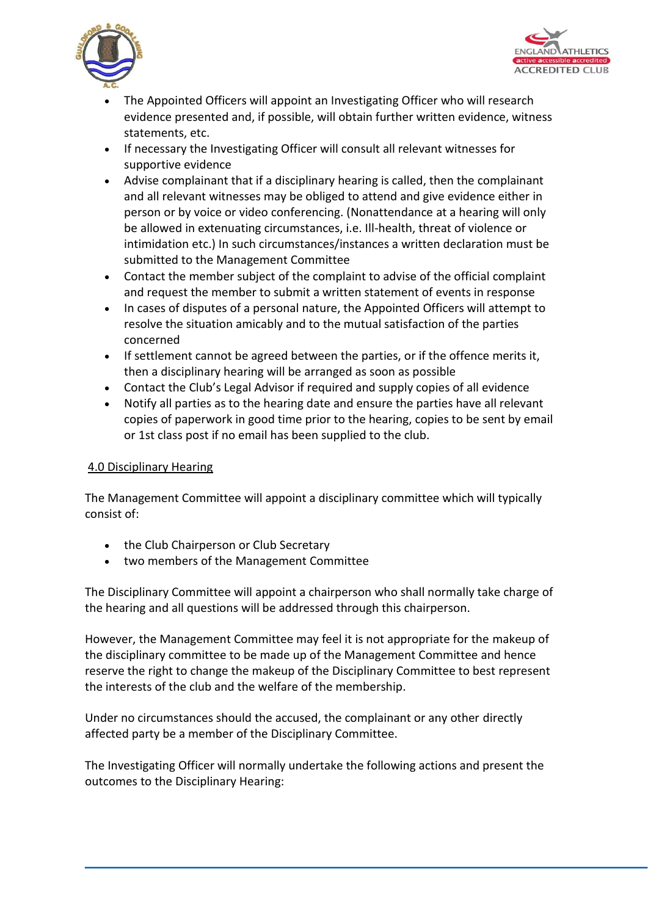- The Appointed Officers will appoint an Investigating Officer who will research evidence presented and, if possible, will obtain further written evidence, witness statements, etc.
- If necessary the Investigating Officer will consult all relevant witnesses for supportive evidence
- Advise complainant that if a disciplinary hearing is called, then the complainant and all relevant witnesses may be obliged to attend and give evidence either in person or by voice or video conferencing. (Nonattendance at a hearing will only be allowed in extenuating circumstances, i.e. Ill-health, threat of violence or intimidation etc.) In such circumstances/instances a written declaration must be submitted to the Management Committee
- Contact the member subject of the complaint to advise of the official complaint and request the member to submit a written statement of events in response
- In cases of disputes of a personal nature, the Appointed Officers will attempt to resolve the situation amicably and to the mutual satisfaction of the parties concerned
- If settlement cannot be agreed between the parties, or if the offence merits it, then a disciplinary hearing will be arranged as soon as possible
- Contact the Club's Legal Advisor if required and supply copies of all evidence
- Notify all parties as to the hearing date and ensure the parties have all relevant copies of paperwork in good time prior to the hearing, copies to be sent by email or 1st class post if no email has been supplied to the club.

## 4.0 Disciplinary Hearing

The Management Committee will appoint a disciplinary committee which will typically consist of:

- the Club Chairperson or Club Secretary
- two members of the Management Committee

The Disciplinary Committee will appoint a chairperson who shall normally take charge of the hearing and all questions will be addressed through this chairperson.

However, the Management Committee may feel it is not appropriate for the makeup of the disciplinary committee to be made up of the Management Committee and hence reserve the right to change the makeup of the Disciplinary Committee to best represent the interests of the club and the welfare of the membership.

Under no circumstances should the accused, the complainant or any other directly affected party be a member of the Disciplinary Committee.

The Investigating Officer will normally undertake the following actions and present the outcomes to the Disciplinary Hearing: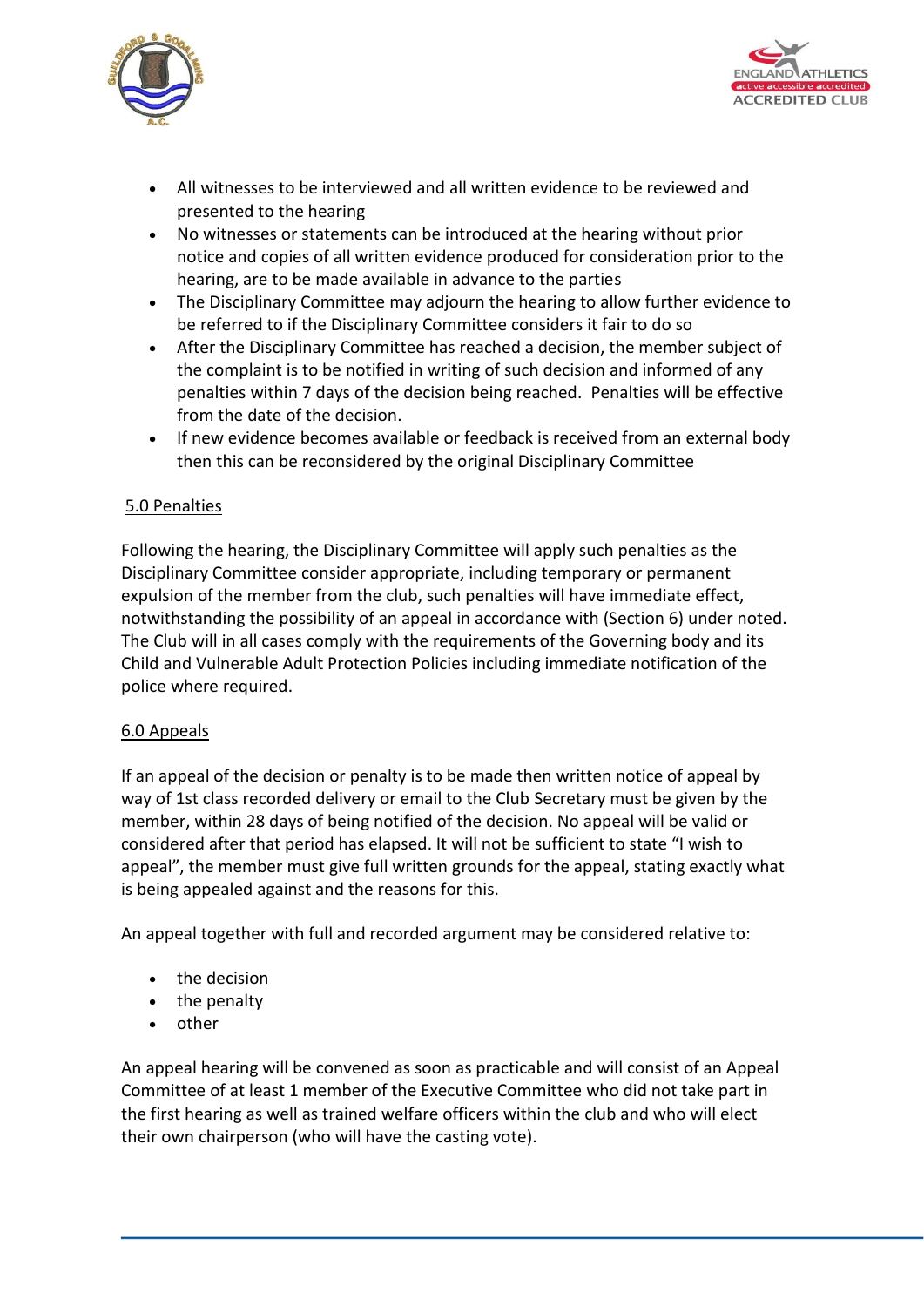- All witnesses to be interviewed and all written evidence to be reviewed and presented to the hearing
- No witnesses or statements can be introduced at the hearing without prior notice and copies of all written evidence produced for consideration prior to the hearing, are to be made available in advance to the parties
- The Disciplinary Committee may adjourn the hearing to allow further evidence to be referred to if the Disciplinary Committee considers it fair to do so
- After the Disciplinary Committee has reached a decision, the member subject of the complaint is to be notified in writing of such decision and informed of any penalties within 7 days of the decision being reached. Penalties will be effective from the date of the decision.
- If new evidence becomes available or feedback is received from an external body then this can be reconsidered by the original Disciplinary Committee

## 5.0 Penalties

Following the hearing, the Disciplinary Committee will apply such penalties as the Disciplinary Committee consider appropriate, including temporary or permanent expulsion of the member from the club, such penalties will have immediate effect, notwithstanding the possibility of an appeal in accordance with (Section 6) under noted. The Club will in all cases comply with the requirements of the Governing body and its Child and Vulnerable Adult Protection Policies including immediate notification of the police where required.

## 6.0 Appeals

If an appeal of the decision or penalty is to be made then written notice of appeal by way of 1st class recorded delivery or email to the Club Secretary must be given by the member, within 28 days of being notified of the decision. No appeal will be valid or considered after that period has elapsed. It will not be sufficient to state "I wish to appeal", the member must give full written grounds for the appeal, stating exactly what is being appealed against and the reasons for this.

An appeal together with full and recorded argument may be considered relative to:

- the decision
- the penalty
- other

An appeal hearing will be convened as soon as practicable and will consist of an Appeal Committee of at least 1 member of the Executive Committee who did not take part in the first hearing as well as trained welfare officers within the club and who will elect their own chairperson (who will have the casting vote).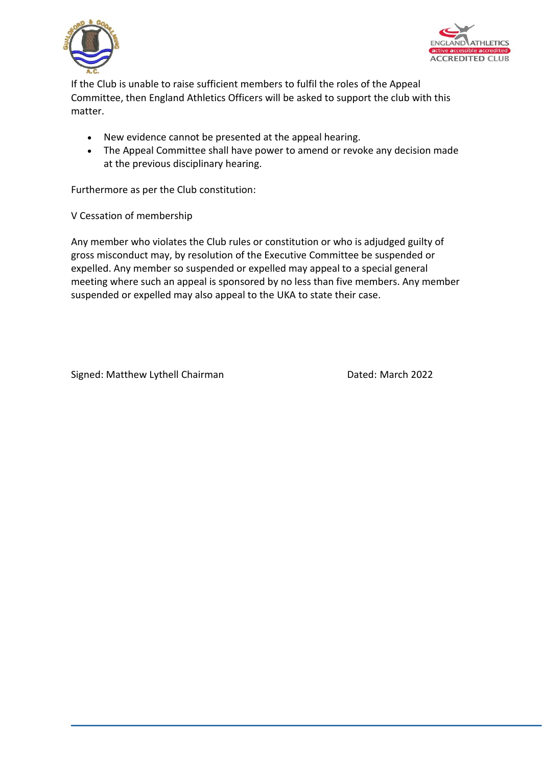If the Club is unable to raise sufficient members to fulfil the roles of the Appeal Committee, then England Athletics Officers will be asked to support the club with this matter.

- New evidence cannot be presented at the appeal hearing.
- The Appeal Committee shall have power to amend or revoke any decision made at the previous disciplinary hearing.

Furthermore as per the Club constitution:

V Cessation of membership

Any member who violates the Club rules or constitution or who is adjudged guilty of gross misconduct may, by resolution of the Executive Committee be suspended or expelled. Any member so suspended or expelled may appeal to a special general meeting where such an appeal is sponsored by no less than five members. Any member suspended or expelled may also appeal to the UKA to state their case.

Signed: Matthew Lythell Chairman

Dated: March 2022